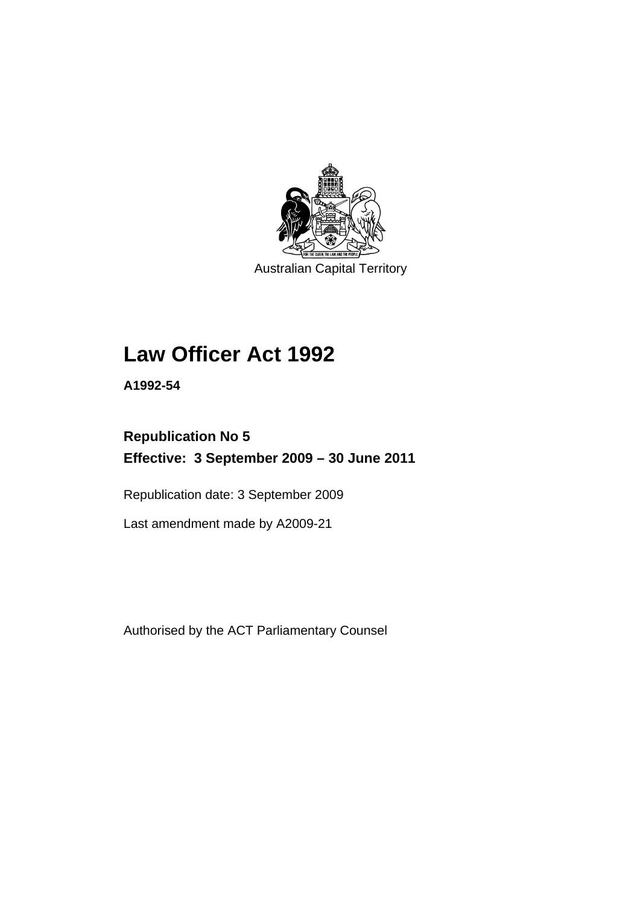Australian Capital Territory

# Law Officer Act 1992

**A1992-54**

**Republication No 5**
**Effective: 3 September 2009 – 30 June 2011**

Republication date: 3 September 2009

Last amendment made by A2009-21

Authorised by the ACT Parliamentary Counsel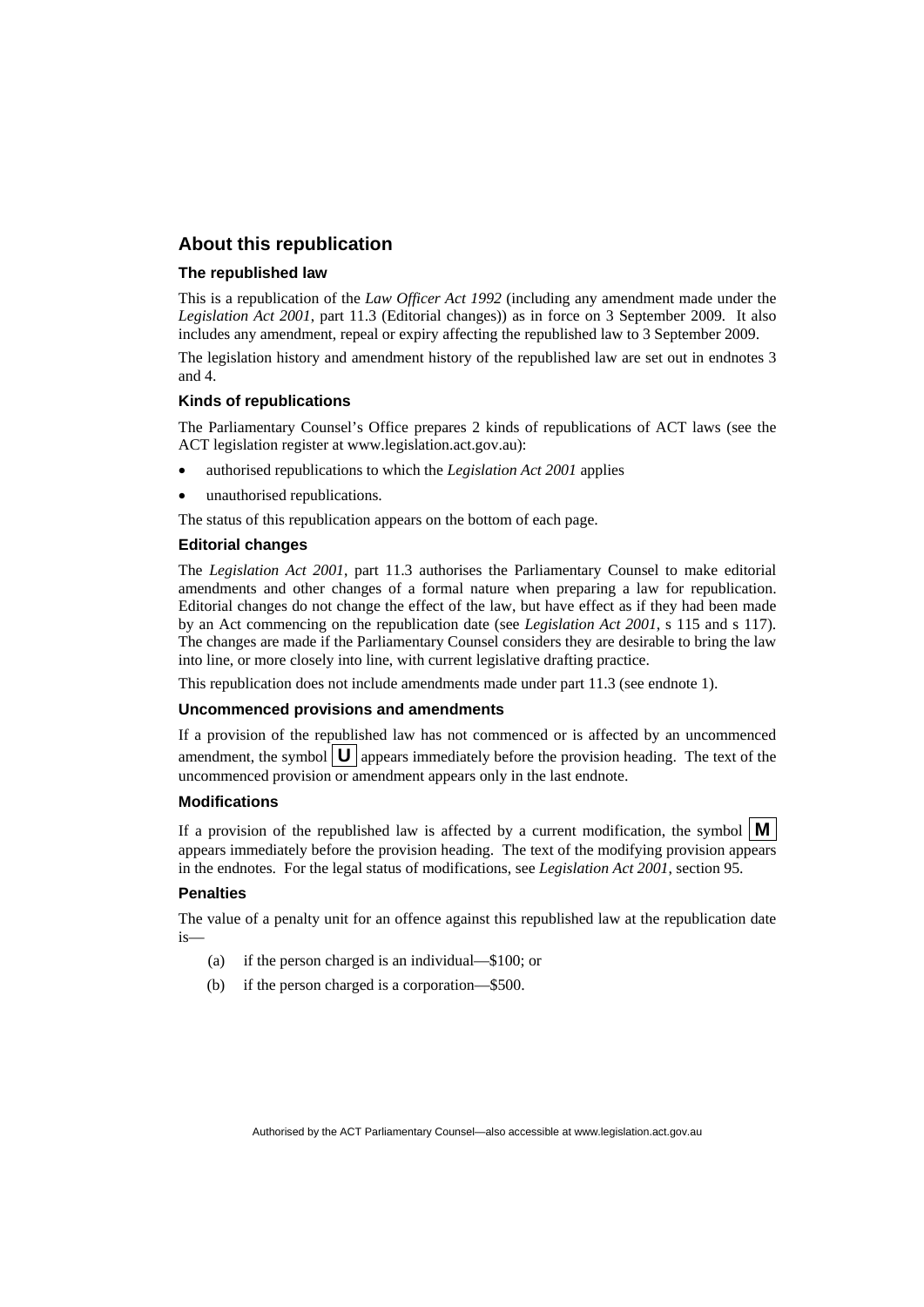## About this republication

### The republished law

This is a republication of the *Law Officer Act 1992* (including any amendment made under the *Legislation Act 2001*, part 11.3 (Editorial changes)) as in force on 3 September 2009*.* It also includes any amendment, repeal or expiry affecting the republished law to 3 September 2009.

The legislation history and amendment history of the republished law are set out in endnotes 3 and 4.

### Kinds of republications

The Parliamentary Counsel's Office prepares 2 kinds of republications of ACT laws (see the ACT legislation register at www.legislation.act.gov.au):

- authorised republications to which the *Legislation Act 2001* applies
- unauthorised republications.

The status of this republication appears on the bottom of each page.

### Editorial changes

The *Legislation Act 2001*, part 11.3 authorises the Parliamentary Counsel to make editorial amendments and other changes of a formal nature when preparing a law for republication. Editorial changes do not change the effect of the law, but have effect as if they had been made by an Act commencing on the republication date (see *Legislation Act 2001*, s 115 and s 117). The changes are made if the Parliamentary Counsel considers they are desirable to bring the law into line, or more closely into line, with current legislative drafting practice.

This republication does not include amendments made under part 11.3 (see endnote 1).

### Uncommenced provisions and amendments

If a provision of the republished law has not commenced or is affected by an uncommenced amendment, the symbol **U** appears immediately before the provision heading. The text of the uncommenced provision or amendment appears only in the last endnote.

### Modifications

If a provision of the republished law is affected by a current modification, the symbol **M** appears immediately before the provision heading. The text of the modifying provision appears in the endnotes. For the legal status of modifications, see *Legislation Act 2001*, section 95.

### Penalties

The value of a penalty unit for an offence against this republished law at the republication date is—

(a) if the person charged is an individual—$100; or

(b) if the person charged is a corporation—$500.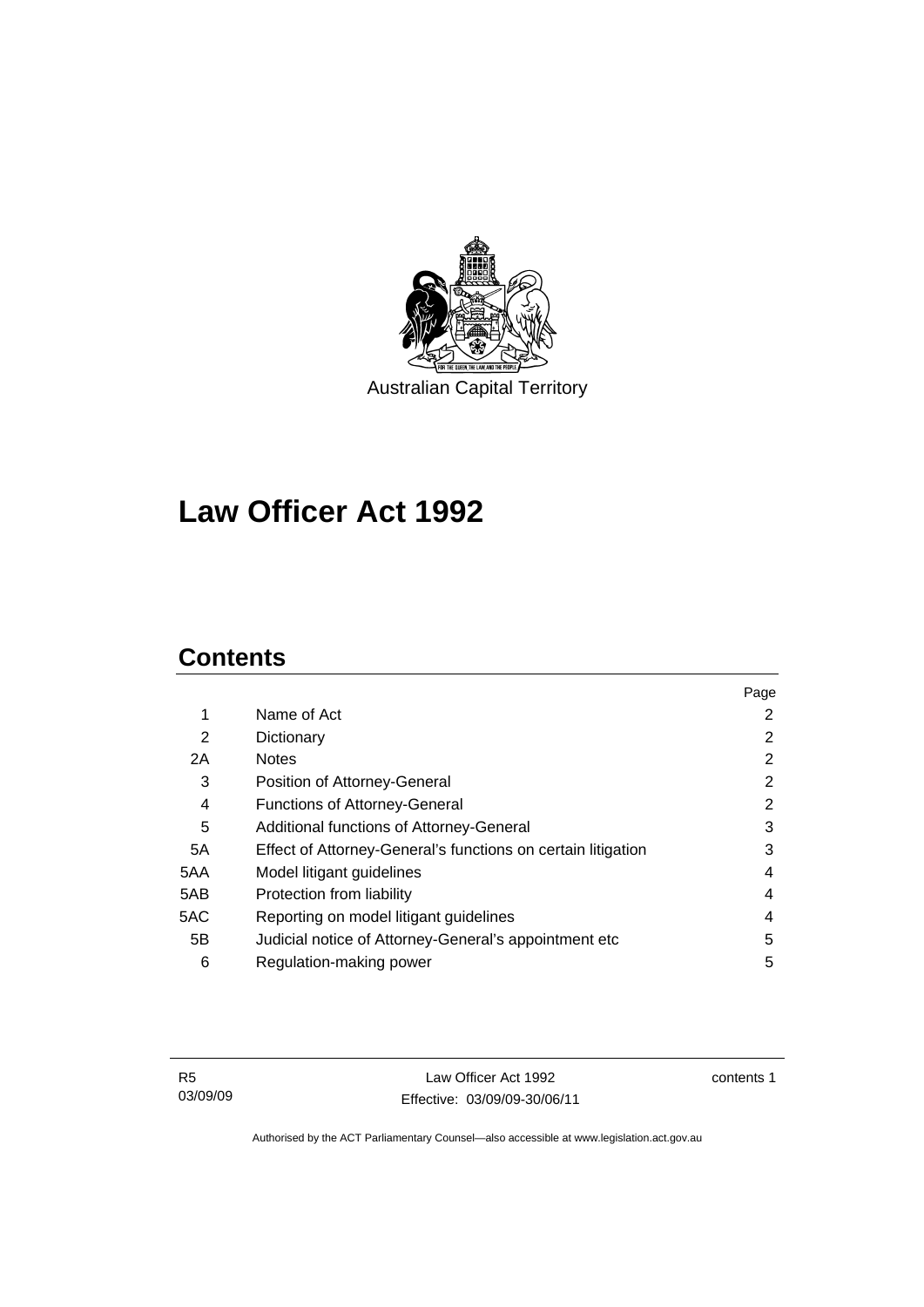Australian Capital Territory

# Law Officer Act 1992

## Contents

| | | Page |
|---|---|---|
| 1 | Name of Act | 2 |
| 2 | Dictionary | 2 |
| 2A | Notes | 2 |
| 3 | Position of Attorney-General | 2 |
| 4 | Functions of Attorney-General | 2 |
| 5 | Additional functions of Attorney-General | 3 |
| 5A | Effect of Attorney-General's functions on certain litigation | 3 |
| 5AA | Model litigant guidelines | 4 |
| 5AB | Protection from liability | 4 |
| 5AC | Reporting on model litigant guidelines | 4 |
| 5B | Judicial notice of Attorney-General's appointment etc | 5 |
| 6 | Regulation-making power | 5 |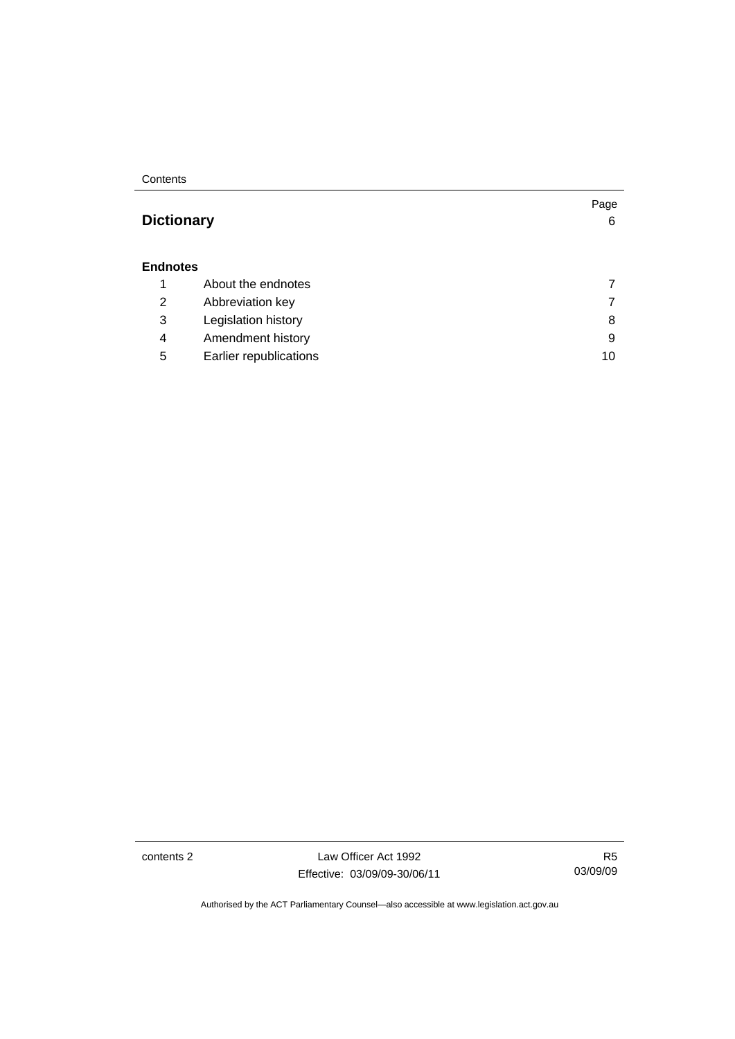| | | Page |
|---|---|---|
| **Dictionary** | | 6 |
| **Endnotes** | | |
| 1 | About the endnotes | 7 |
| 2 | Abbreviation key | 7 |
| 3 | Legislation history | 8 |
| 4 | Amendment history | 9 |
| 5 | Earlier republications | 10 |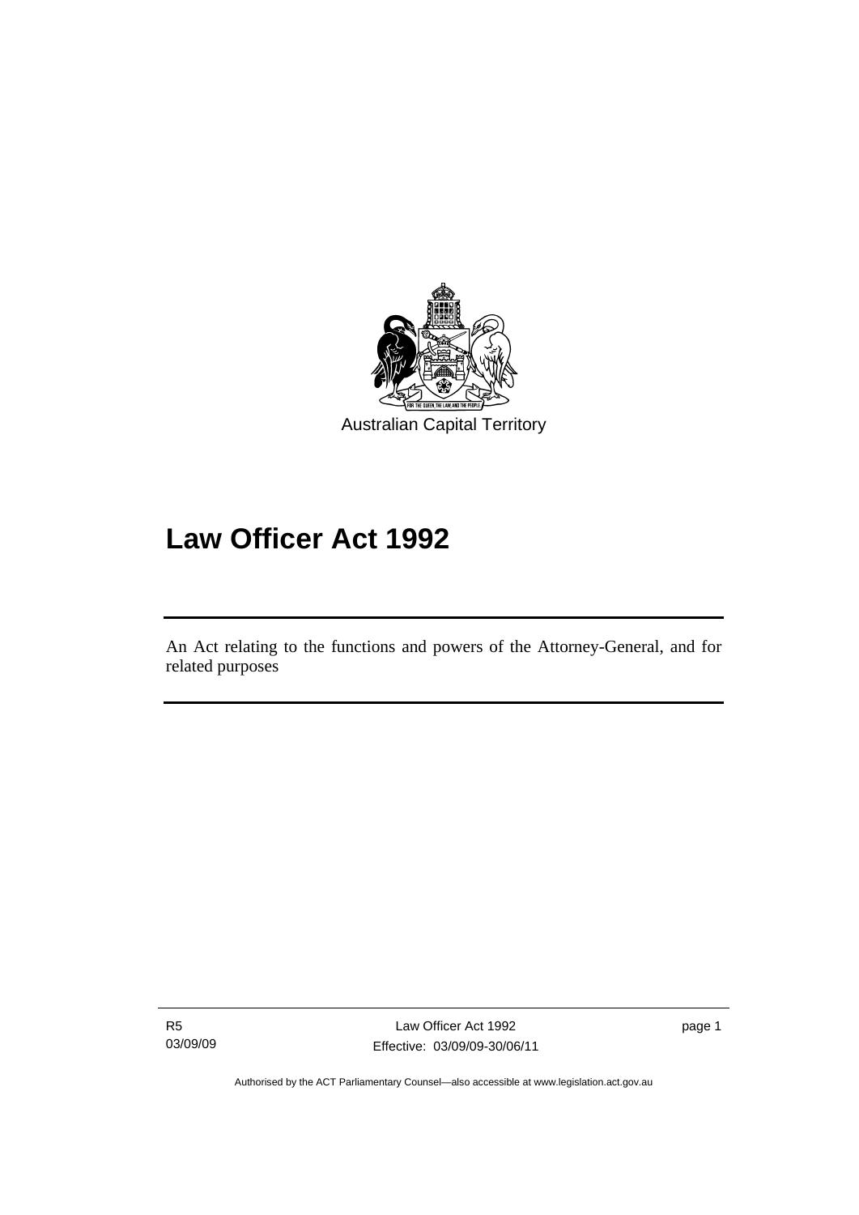Australian Capital Territory

# Law Officer Act 1992

An Act relating to the functions and powers of the Attorney-General, and for related purposes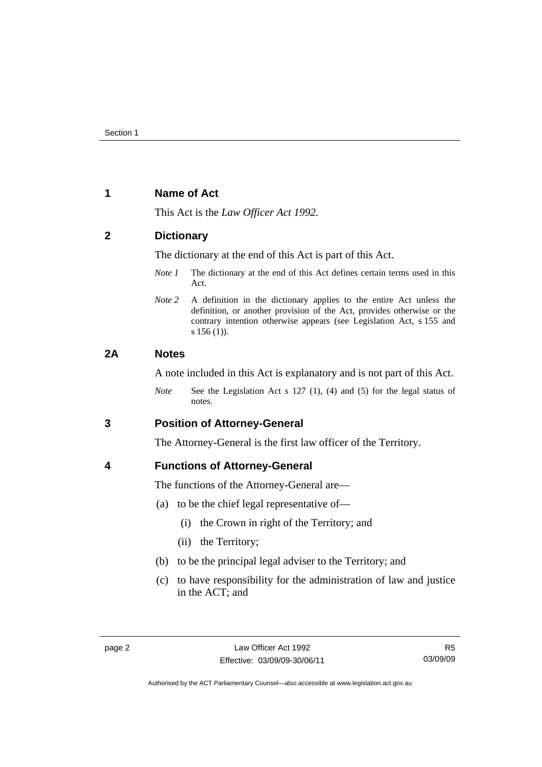## 1 Name of Act

This Act is the *Law Officer Act 1992*.

## 2 Dictionary

The dictionary at the end of this Act is part of this Act.

*Note 1* The dictionary at the end of this Act defines certain terms used in this Act.

*Note 2* A definition in the dictionary applies to the entire Act unless the definition, or another provision of the Act, provides otherwise or the contrary intention otherwise appears (see Legislation Act, s 155 and s 156 (1)).

## 2A Notes

A note included in this Act is explanatory and is not part of this Act.

*Note* See the Legislation Act s 127 (1), (4) and (5) for the legal status of notes.

## 3 Position of Attorney-General

The Attorney-General is the first law officer of the Territory.

## 4 Functions of Attorney-General

The functions of the Attorney-General are—

(a) to be the chief legal representative of—

  (i) the Crown in right of the Territory; and

  (ii) the Territory;

(b) to be the principal legal adviser to the Territory; and

(c) to have responsibility for the administration of law and justice in the ACT; and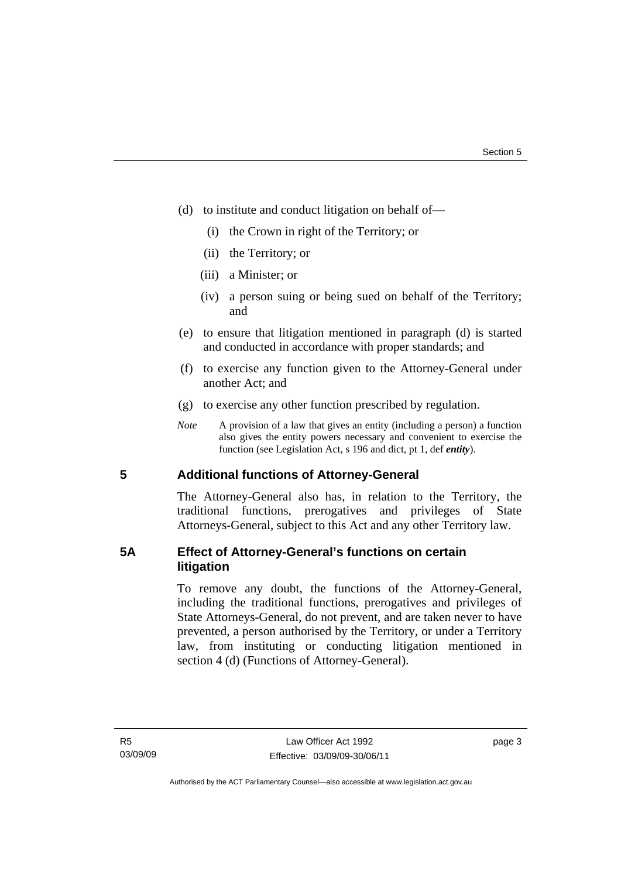(d) to institute and conduct litigation on behalf of—

  (i) the Crown in right of the Territory; or

  (ii) the Territory; or

  (iii) a Minister; or

  (iv) a person suing or being sued on behalf of the Territory; and

(e) to ensure that litigation mentioned in paragraph (d) is started and conducted in accordance with proper standards; and

(f) to exercise any function given to the Attorney-General under another Act; and

(g) to exercise any other function prescribed by regulation.

*Note* A provision of a law that gives an entity (including a person) a function also gives the entity powers necessary and convenient to exercise the function (see Legislation Act, s 196 and dict, pt 1, def ***entity***).

## 5 Additional functions of Attorney-General

The Attorney-General also has, in relation to the Territory, the traditional functions, prerogatives and privileges of State Attorneys-General, subject to this Act and any other Territory law.

## 5A Effect of Attorney-General's functions on certain litigation

To remove any doubt, the functions of the Attorney-General, including the traditional functions, prerogatives and privileges of State Attorneys-General, do not prevent, and are taken never to have prevented, a person authorised by the Territory, or under a Territory law, from instituting or conducting litigation mentioned in section 4 (d) (Functions of Attorney-General).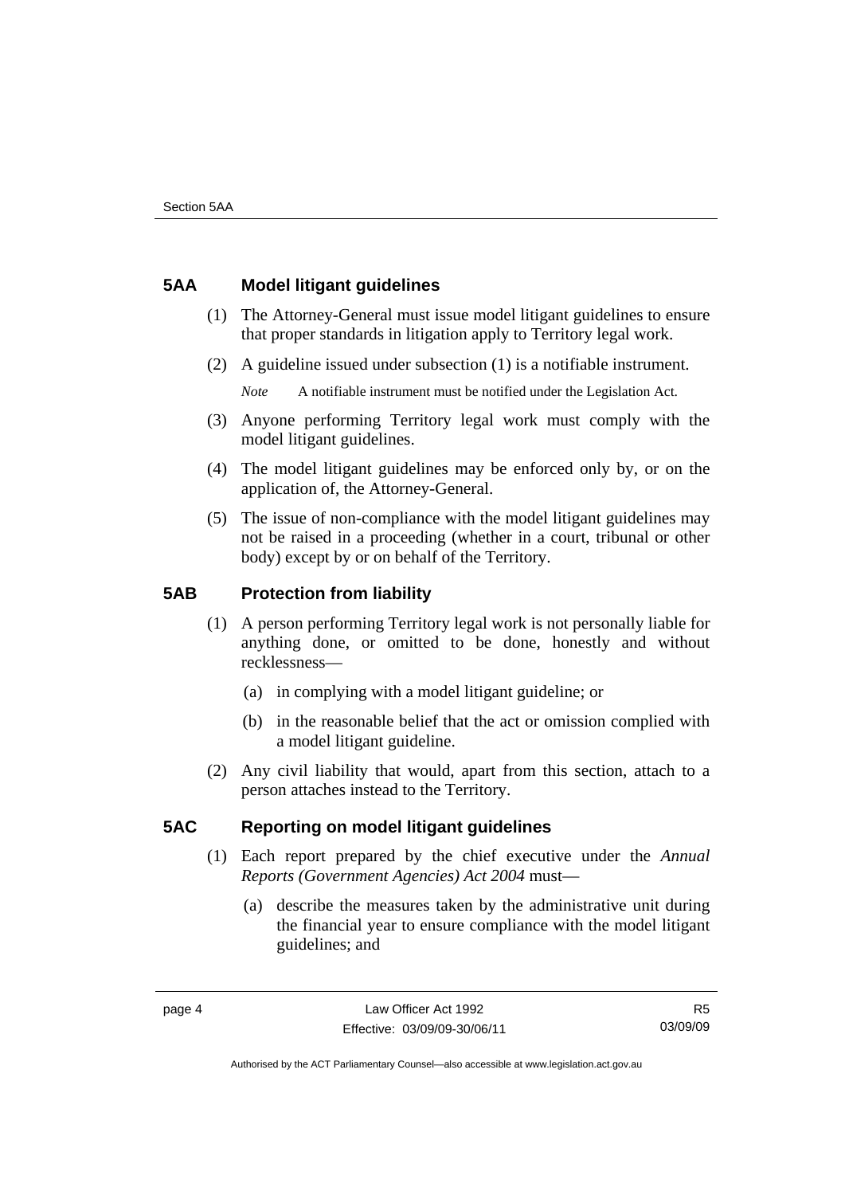## 5AA Model litigant guidelines

(1) The Attorney-General must issue model litigant guidelines to ensure that proper standards in litigation apply to Territory legal work.

(2) A guideline issued under subsection (1) is a notifiable instrument.

*Note* A notifiable instrument must be notified under the Legislation Act.

(3) Anyone performing Territory legal work must comply with the model litigant guidelines.

(4) The model litigant guidelines may be enforced only by, or on the application of, the Attorney-General.

(5) The issue of non-compliance with the model litigant guidelines may not be raised in a proceeding (whether in a court, tribunal or other body) except by or on behalf of the Territory.

## 5AB Protection from liability

(1) A person performing Territory legal work is not personally liable for anything done, or omitted to be done, honestly and without recklessness—

(a) in complying with a model litigant guideline; or

(b) in the reasonable belief that the act or omission complied with a model litigant guideline.

(2) Any civil liability that would, apart from this section, attach to a person attaches instead to the Territory.

## 5AC Reporting on model litigant guidelines

(1) Each report prepared by the chief executive under the *Annual Reports (Government Agencies) Act 2004* must—

(a) describe the measures taken by the administrative unit during the financial year to ensure compliance with the model litigant guidelines; and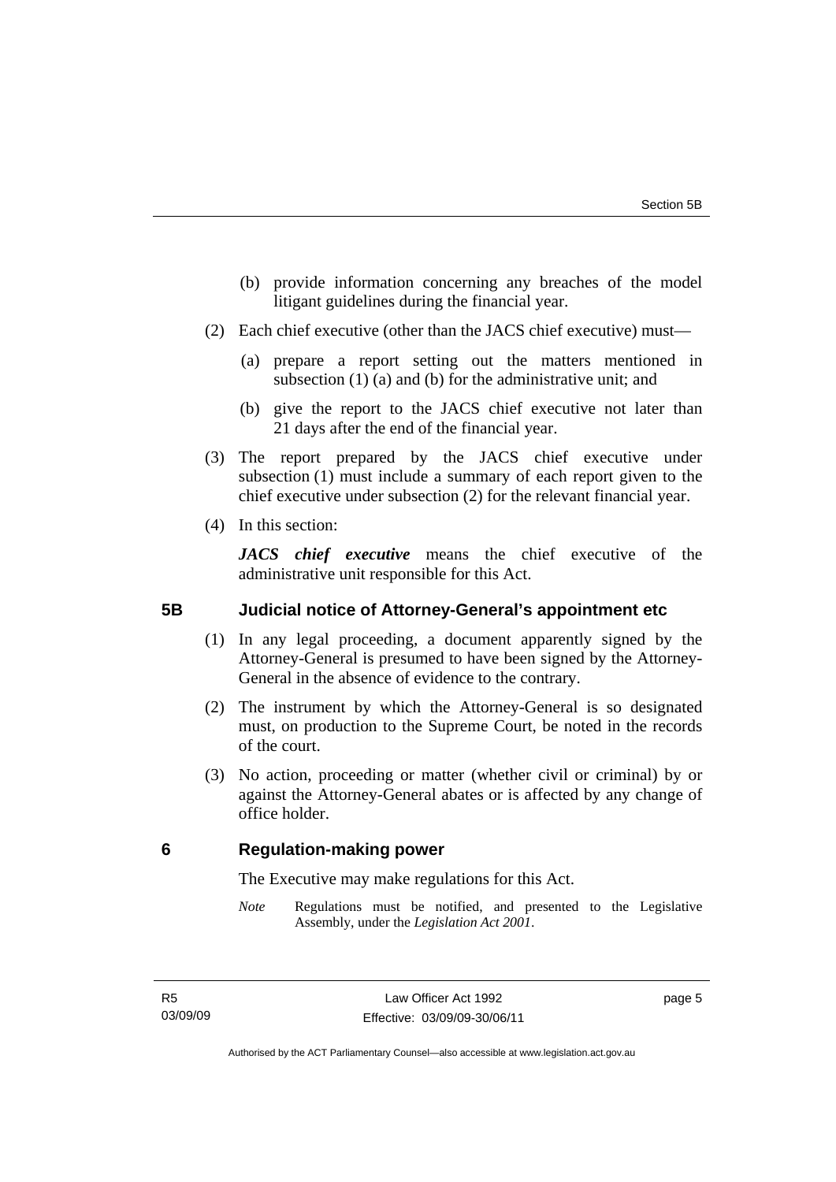(b) provide information concerning any breaches of the model litigant guidelines during the financial year.

(2) Each chief executive (other than the JACS chief executive) must—

(a) prepare a report setting out the matters mentioned in subsection (1) (a) and (b) for the administrative unit; and

(b) give the report to the JACS chief executive not later than 21 days after the end of the financial year.

(3) The report prepared by the JACS chief executive under subsection (1) must include a summary of each report given to the chief executive under subsection (2) for the relevant financial year.

(4) In this section:

***JACS chief executive*** means the chief executive of the administrative unit responsible for this Act.

## 5B Judicial notice of Attorney-General's appointment etc

(1) In any legal proceeding, a document apparently signed by the Attorney-General is presumed to have been signed by the Attorney-General in the absence of evidence to the contrary.

(2) The instrument by which the Attorney-General is so designated must, on production to the Supreme Court, be noted in the records of the court.

(3) No action, proceeding or matter (whether civil or criminal) by or against the Attorney-General abates or is affected by any change of office holder.

## 6 Regulation-making power

The Executive may make regulations for this Act.

*Note* Regulations must be notified, and presented to the Legislative Assembly, under the *Legislation Act 2001*.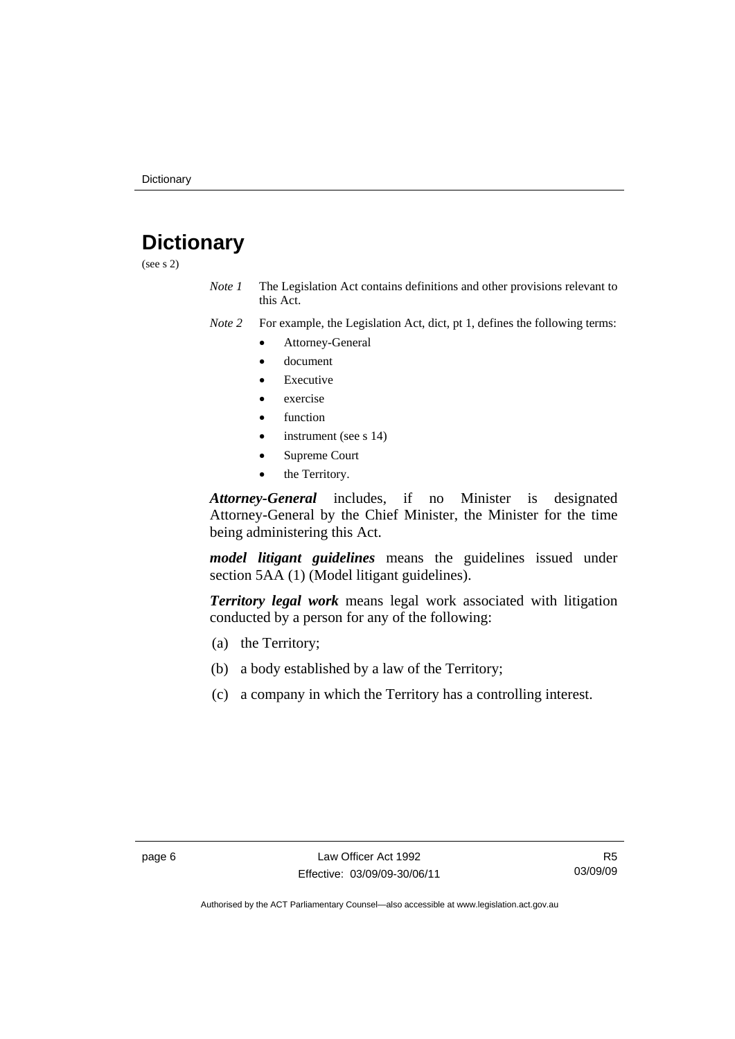# Dictionary

(see s 2)

*Note 1* The Legislation Act contains definitions and other provisions relevant to this Act.

*Note 2* For example, the Legislation Act, dict, pt 1, defines the following terms:

- Attorney-General
- document
- Executive
- exercise
- function
- instrument (see s 14)
- Supreme Court
- the Territory.

***Attorney-General*** includes, if no Minister is designated Attorney-General by the Chief Minister, the Minister for the time being administering this Act.

***model litigant guidelines*** means the guidelines issued under section 5AA (1) (Model litigant guidelines).

***Territory legal work*** means legal work associated with litigation conducted by a person for any of the following:

(a) the Territory;

(b) a body established by a law of the Territory;

(c) a company in which the Territory has a controlling interest.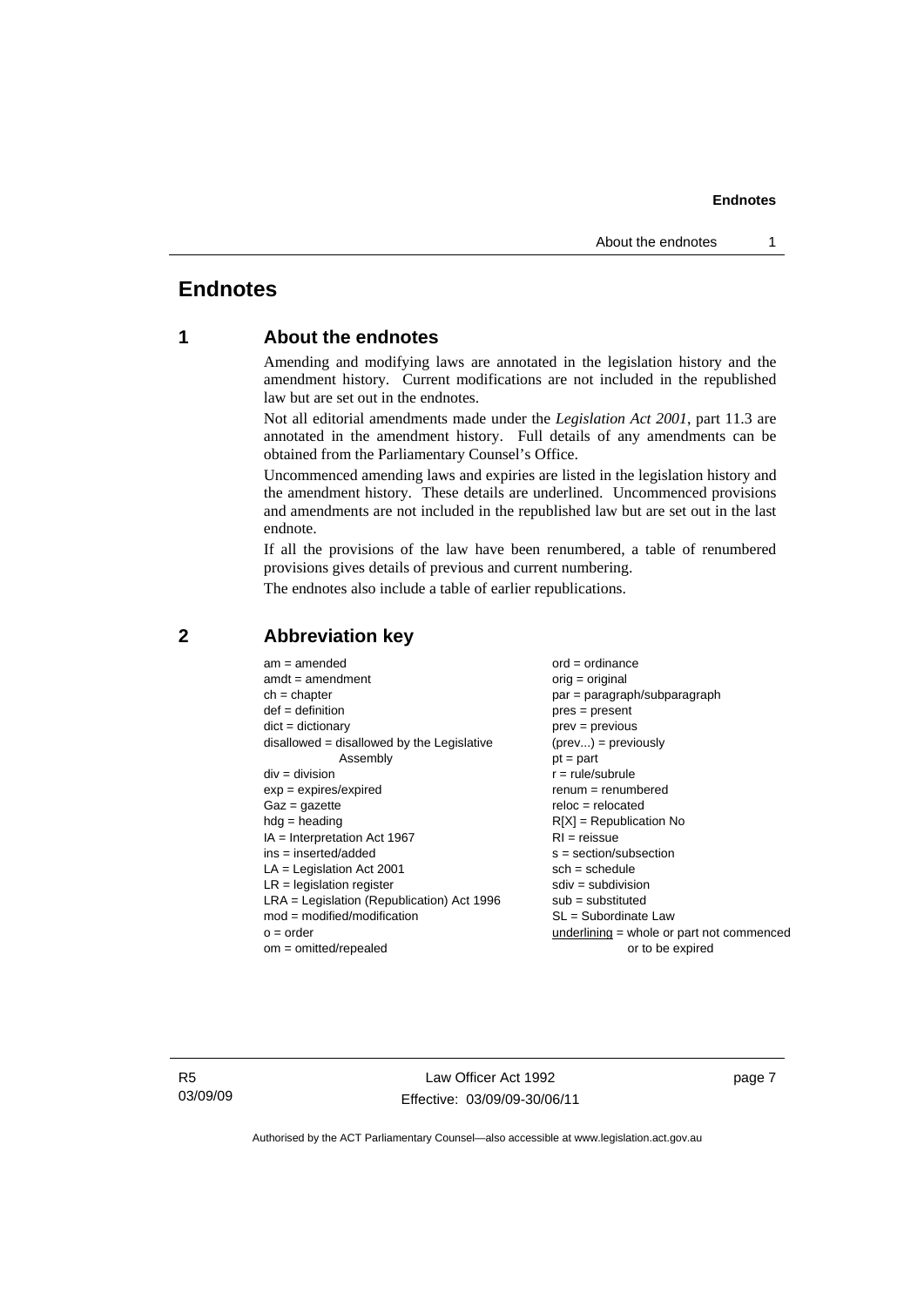# Endnotes

## 1 About the endnotes

Amending and modifying laws are annotated in the legislation history and the amendment history. Current modifications are not included in the republished law but are set out in the endnotes.

Not all editorial amendments made under the *Legislation Act 2001*, part 11.3 are annotated in the amendment history. Full details of any amendments can be obtained from the Parliamentary Counsel's Office.

Uncommenced amending laws and expiries are listed in the legislation history and the amendment history. These details are underlined. Uncommenced provisions and amendments are not included in the republished law but are set out in the last endnote.

If all the provisions of the law have been renumbered, a table of renumbered provisions gives details of previous and current numbering.

The endnotes also include a table of earlier republications.

## 2 Abbreviation key

am = amended
amdt = amendment
ch = chapter
def = definition
dict = dictionary
disallowed = disallowed by the Legislative Assembly
div = division
exp = expires/expired
Gaz = gazette
hdg = heading
IA = Interpretation Act 1967
ins = inserted/added
LA = Legislation Act 2001
LR = legislation register
LRA = Legislation (Republication) Act 1996
mod = modified/modification
o = order
om = omitted/repealed
ord = ordinance
orig = original
par = paragraph/subparagraph
pres = present
prev = previous
(prev...) = previously
pt = part
r = rule/subrule
renum = renumbered
reloc = relocated
R[X] = Republication No
RI = reissue
s = section/subsection
sch = schedule
sdiv = subdivision
sub = substituted
SL = Subordinate Law
<u>underlining</u> = whole or part not commenced or to be expired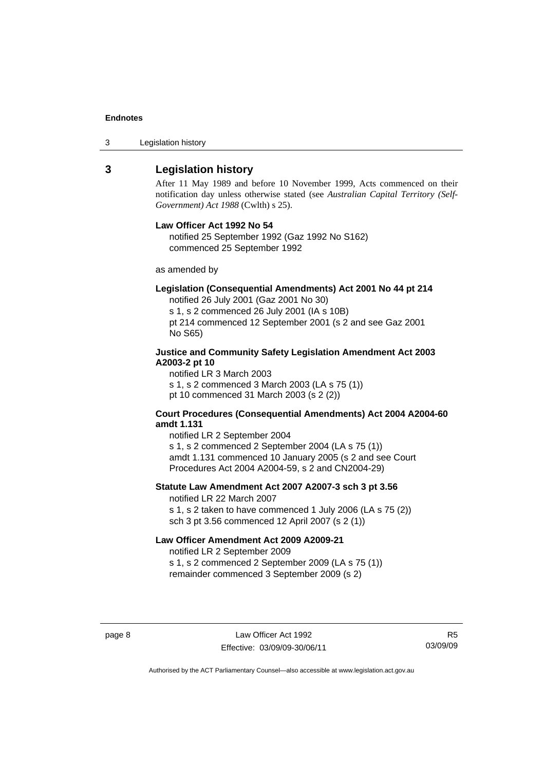## 3 Legislation history

After 11 May 1989 and before 10 November 1999, Acts commenced on their notification day unless otherwise stated (see *Australian Capital Territory (Self-Government) Act 1988* (Cwlth) s 25).

**Law Officer Act 1992 No 54**

notified 25 September 1992 (Gaz 1992 No S162)
commenced 25 September 1992

as amended by

**Legislation (Consequential Amendments) Act 2001 No 44 pt 214**

notified 26 July 2001 (Gaz 2001 No 30)
s 1, s 2 commenced 26 July 2001 (IA s 10B)
pt 214 commenced 12 September 2001 (s 2 and see Gaz 2001 No S65)

**Justice and Community Safety Legislation Amendment Act 2003 A2003-2 pt 10**

notified LR 3 March 2003
s 1, s 2 commenced 3 March 2003 (LA s 75 (1))
pt 10 commenced 31 March 2003 (s 2 (2))

**Court Procedures (Consequential Amendments) Act 2004 A2004-60 amdt 1.131**

notified LR 2 September 2004
s 1, s 2 commenced 2 September 2004 (LA s 75 (1))
amdt 1.131 commenced 10 January 2005 (s 2 and see Court Procedures Act 2004 A2004-59, s 2 and CN2004-29)

**Statute Law Amendment Act 2007 A2007-3 sch 3 pt 3.56**

notified LR 22 March 2007
s 1, s 2 taken to have commenced 1 July 2006 (LA s 75 (2))
sch 3 pt 3.56 commenced 12 April 2007 (s 2 (1))

**Law Officer Amendment Act 2009 A2009-21**

notified LR 2 September 2009
s 1, s 2 commenced 2 September 2009 (LA s 75 (1))
remainder commenced 3 September 2009 (s 2)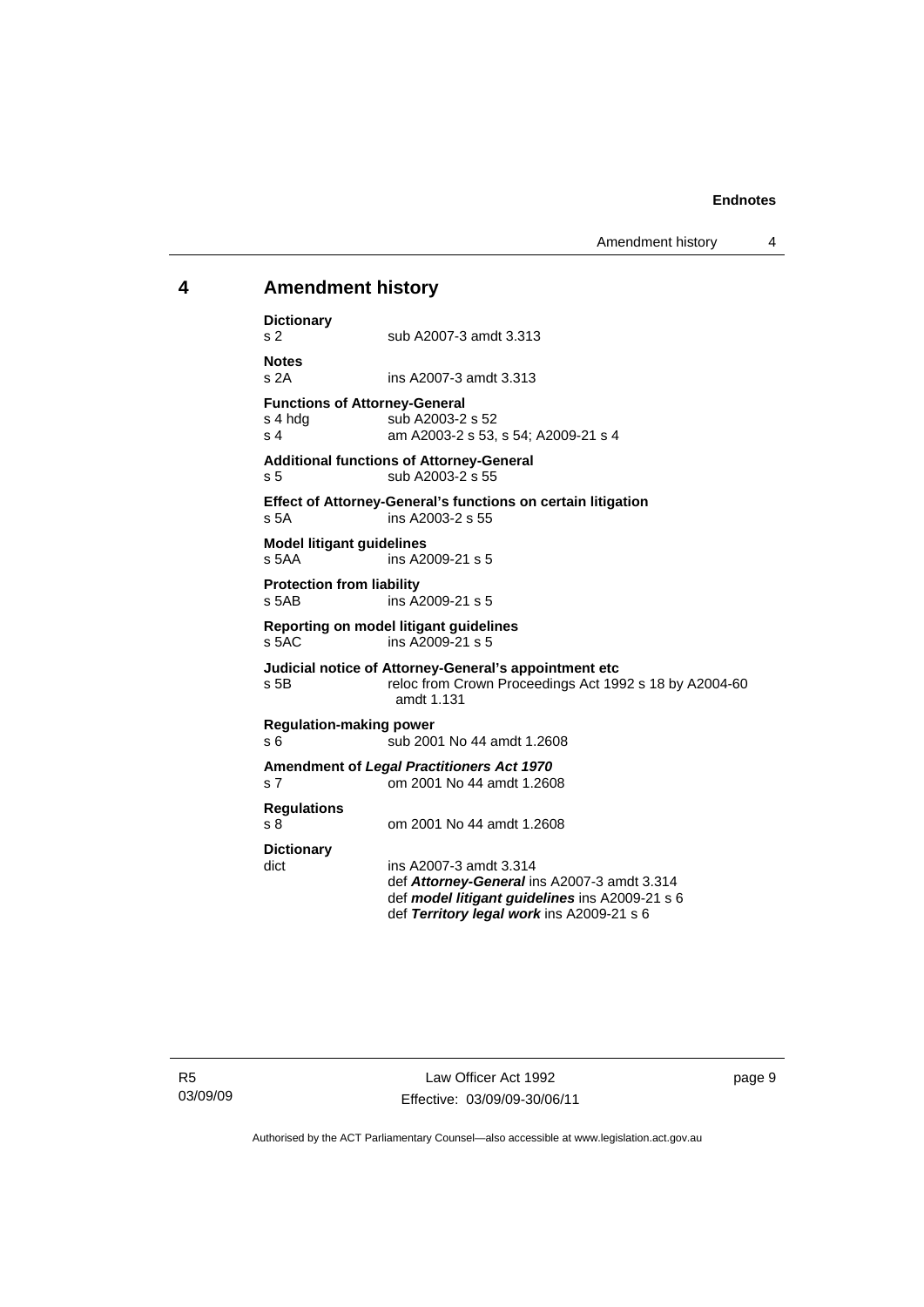## 4 Amendment history

**Dictionary**
s 2 sub A2007-3 amdt 3.313

**Notes**
s 2A ins A2007-3 amdt 3.313

**Functions of Attorney-General**
s 4 hdg sub A2003-2 s 52
s 4 am A2003-2 s 53, s 54; A2009-21 s 4

**Additional functions of Attorney-General**
s 5 sub A2003-2 s 55

**Effect of Attorney-General's functions on certain litigation**
s 5A ins A2003-2 s 55

**Model litigant guidelines**
s 5AA ins A2009-21 s 5

**Protection from liability**
s 5AB ins A2009-21 s 5

**Reporting on model litigant guidelines**
s 5AC ins A2009-21 s 5

**Judicial notice of Attorney-General's appointment etc**
s 5B reloc from Crown Proceedings Act 1992 s 18 by A2004-60 amdt 1.131

**Regulation-making power**
s 6 sub 2001 No 44 amdt 1.2608

**Amendment of *Legal Practitioners Act 1970***
s 7 om 2001 No 44 amdt 1.2608

**Regulations**
s 8 om 2001 No 44 amdt 1.2608

**Dictionary**
dict ins A2007-3 amdt 3.314
def ***Attorney-General*** ins A2007-3 amdt 3.314
def ***model litigant guidelines*** ins A2009-21 s 6
def ***Territory legal work*** ins A2009-21 s 6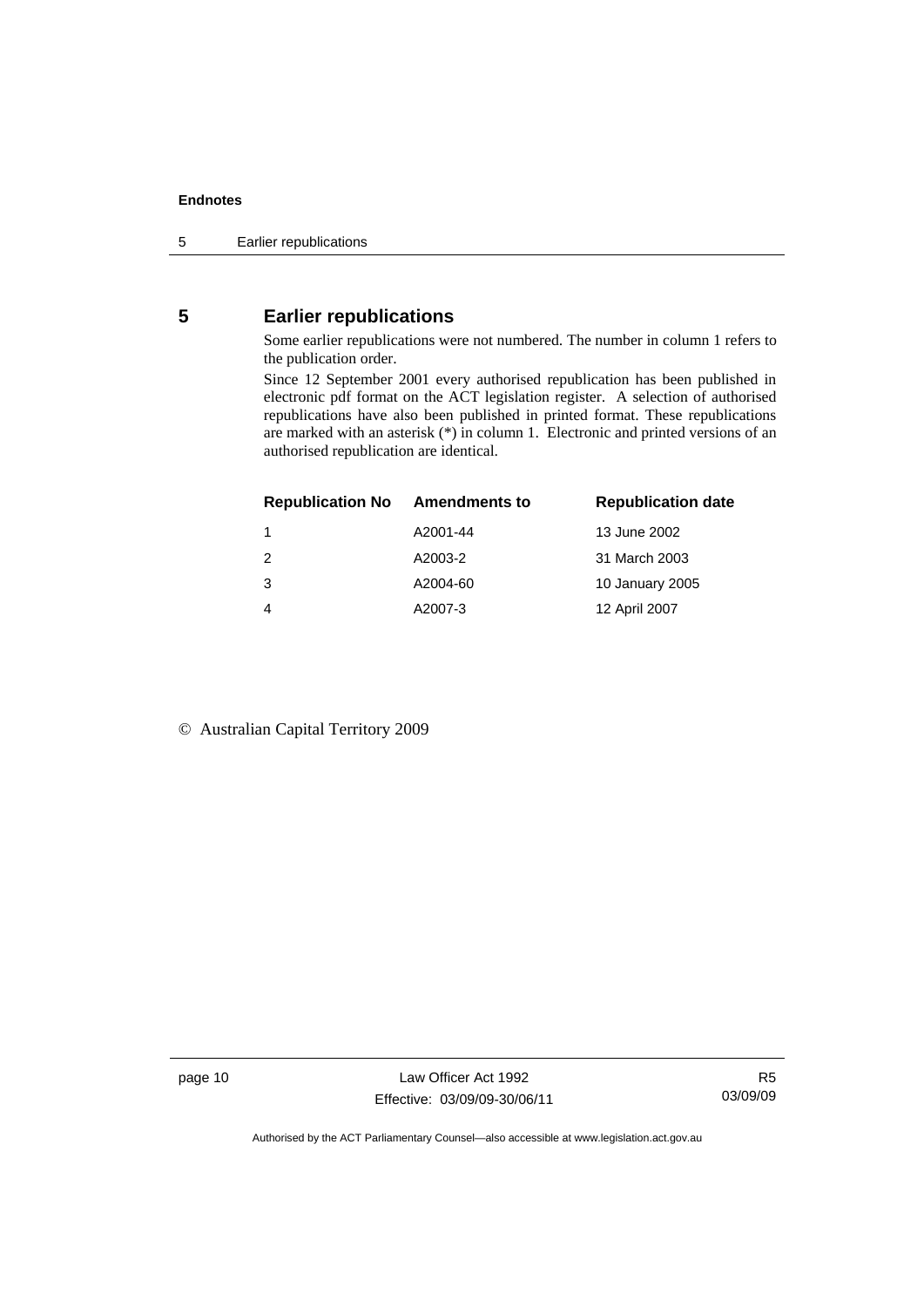## 5 Earlier republications

Some earlier republications were not numbered. The number in column 1 refers to the publication order.

Since 12 September 2001 every authorised republication has been published in electronic pdf format on the ACT legislation register. A selection of authorised republications have also been published in printed format. These republications are marked with an asterisk (*) in column 1. Electronic and printed versions of an authorised republication are identical.

| Republication No | Amendments to | Republication date |
|---|---|---|
| 1 | A2001-44 | 13 June 2002 |
| 2 | A2003-2 | 31 March 2003 |
| 3 | A2004-60 | 10 January 2005 |
| 4 | A2007-3 | 12 April 2007 |

© Australian Capital Territory 2009